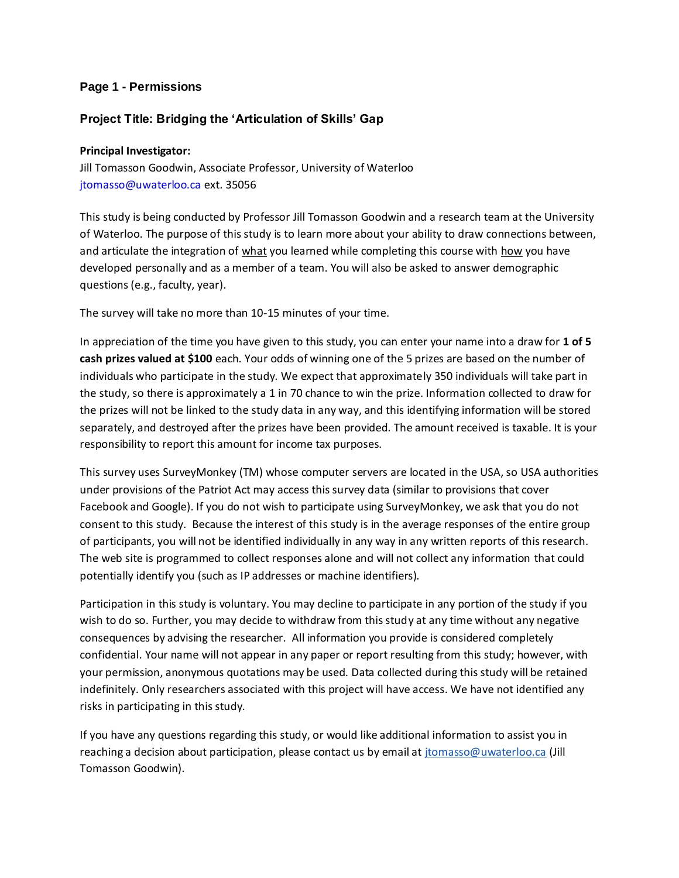## Page 1 - Permissions

## Project Title: Bridging the 'Articulation of Skills' Gap

**Principal Investigator:**
Jill Tomasson Goodwin, Associate Professor, University of Waterloo
jtomasso@uwaterloo.ca ext. 35056

This study is being conducted by Professor Jill Tomasson Goodwin and a research team at the University of Waterloo. The purpose of this study is to learn more about your ability to draw connections between, and articulate the integration of <u>what</u> you learned while completing this course with <u>how</u> you have developed personally and as a member of a team. You will also be asked to answer demographic questions (e.g., faculty, year).

The survey will take no more than 10-15 minutes of your time.

In appreciation of the time you have given to this study, you can enter your name into a draw for **1 of 5 cash prizes valued at $100** each. Your odds of winning one of the 5 prizes are based on the number of individuals who participate in the study. We expect that approximately 350 individuals will take part in the study, so there is approximately a 1 in 70 chance to win the prize. Information collected to draw for the prizes will not be linked to the study data in any way, and this identifying information will be stored separately, and destroyed after the prizes have been provided. The amount received is taxable. It is your responsibility to report this amount for income tax purposes.

This survey uses SurveyMonkey (TM) whose computer servers are located in the USA, so USA authorities under provisions of the Patriot Act may access this survey data (similar to provisions that cover Facebook and Google). If you do not wish to participate using SurveyMonkey, we ask that you do not consent to this study. Because the interest of this study is in the average responses of the entire group of participants, you will not be identified individually in any way in any written reports of this research. The web site is programmed to collect responses alone and will not collect any information that could potentially identify you (such as IP addresses or machine identifiers).

Participation in this study is voluntary. You may decline to participate in any portion of the study if you wish to do so. Further, you may decide to withdraw from this study at any time without any negative consequences by advising the researcher. All information you provide is considered completely confidential. Your name will not appear in any paper or report resulting from this study; however, with your permission, anonymous quotations may be used. Data collected during this study will be retained indefinitely. Only researchers associated with this project will have access. We have not identified any risks in participating in this study.

If you have any questions regarding this study, or would like additional information to assist you in reaching a decision about participation, please contact us by email at jtomasso@uwaterloo.ca (Jill Tomasson Goodwin).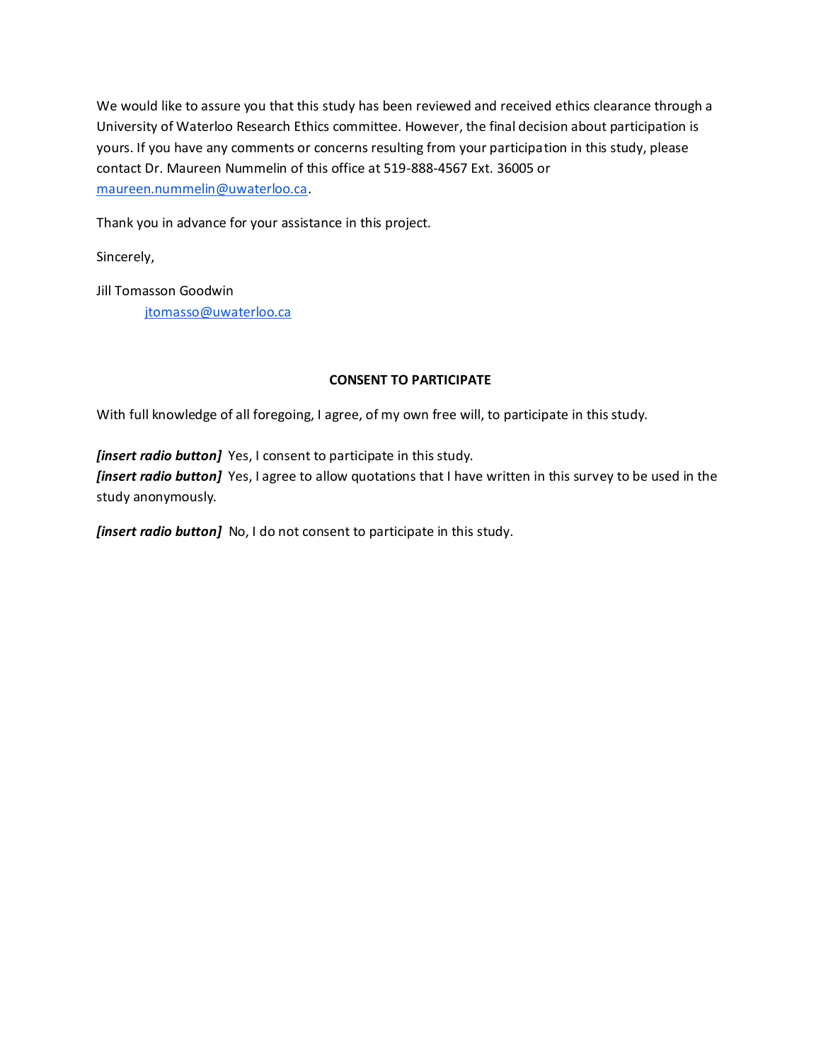We would like to assure you that this study has been reviewed and received ethics clearance through a University of Waterloo Research Ethics committee. However, the final decision about participation is yours. If you have any comments or concerns resulting from your participation in this study, please contact Dr. Maureen Nummelin of this office at 519-888-4567 Ext. 36005 or maureen.nummelin@uwaterloo.ca.

Thank you in advance for your assistance in this project.

Sincerely,

Jill Tomasson Goodwin
jtomasso@uwaterloo.ca

**CONSENT TO PARTICIPATE**

With full knowledge of all foregoing, I agree, of my own free will, to participate in this study.

***[insert radio button]*** Yes, I consent to participate in this study.
***[insert radio button]*** Yes, I agree to allow quotations that I have written in this survey to be used in the study anonymously.

***[insert radio button]*** No, I do not consent to participate in this study.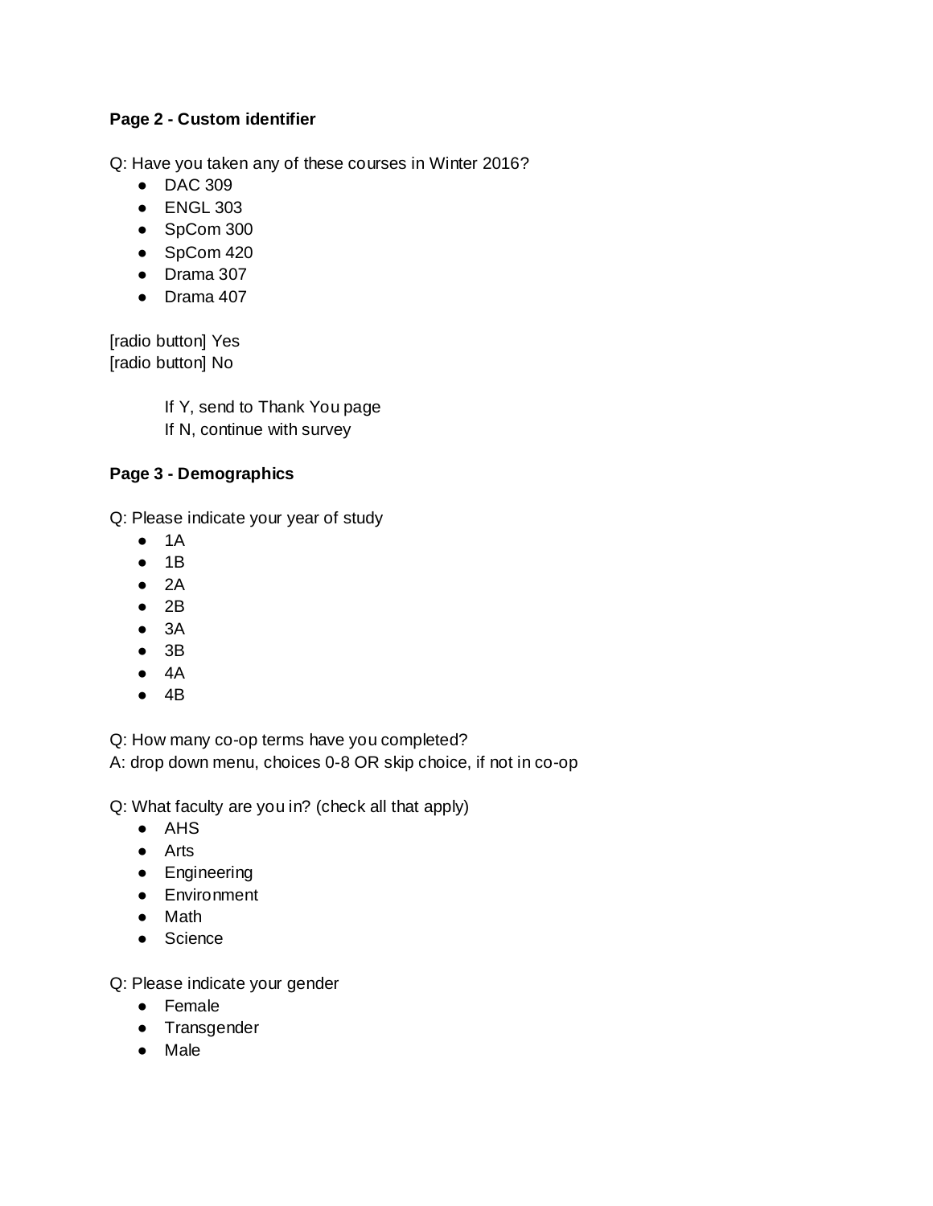**Page 2 - Custom identifier**

Q: Have you taken any of these courses in Winter 2016?

- DAC 309
- ENGL 303
- SpCom 300
- SpCom 420
- Drama 307
- Drama 407

[radio button] Yes
[radio button] No

> If Y, send to Thank You page
> If N, continue with survey

**Page 3 - Demographics**

Q: Please indicate your year of study

- 1A
- 1B
- 2A
- 2B
- 3A
- 3B
- 4A
- 4B

Q: How many co-op terms have you completed?
A: drop down menu, choices 0-8 OR skip choice, if not in co-op

Q: What faculty are you in? (check all that apply)

- AHS
- Arts
- Engineering
- Environment
- Math
- Science

Q: Please indicate your gender

- Female
- Transgender
- Male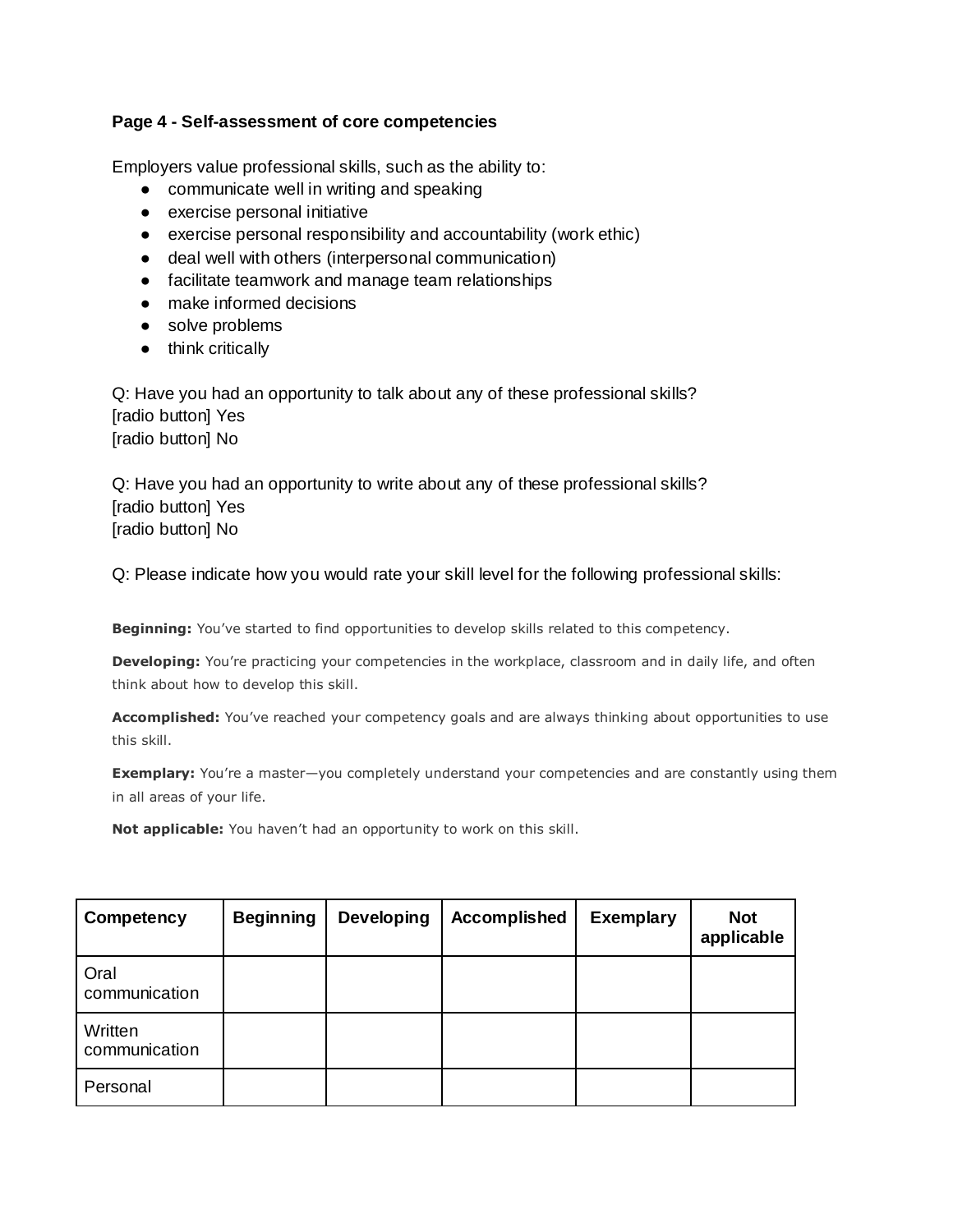**Page 4 - Self-assessment of core competencies**

Employers value professional skills, such as the ability to:

- communicate well in writing and speaking
- exercise personal initiative
- exercise personal responsibility and accountability (work ethic)
- deal well with others (interpersonal communication)
- facilitate teamwork and manage team relationships
- make informed decisions
- solve problems
- think critically

Q: Have you had an opportunity to talk about any of these professional skills?
[radio button] Yes
[radio button] No

Q: Have you had an opportunity to write about any of these professional skills?
[radio button] Yes
[radio button] No

Q: Please indicate how you would rate your skill level for the following professional skills:

**Beginning:** You've started to find opportunities to develop skills related to this competency.

**Developing:** You're practicing your competencies in the workplace, classroom and in daily life, and often think about how to develop this skill.

**Accomplished:** You've reached your competency goals and are always thinking about opportunities to use this skill.

**Exemplary:** You're a master—you completely understand your competencies and are constantly using them in all areas of your life.

**Not applicable:** You haven't had an opportunity to work on this skill.

| Competency | Beginning | Developing | Accomplished | Exemplary | Not applicable |
|---|---|---|---|---|---|
| Oral communication | | | | | |
| Written communication | | | | | |
| Personal | | | | | |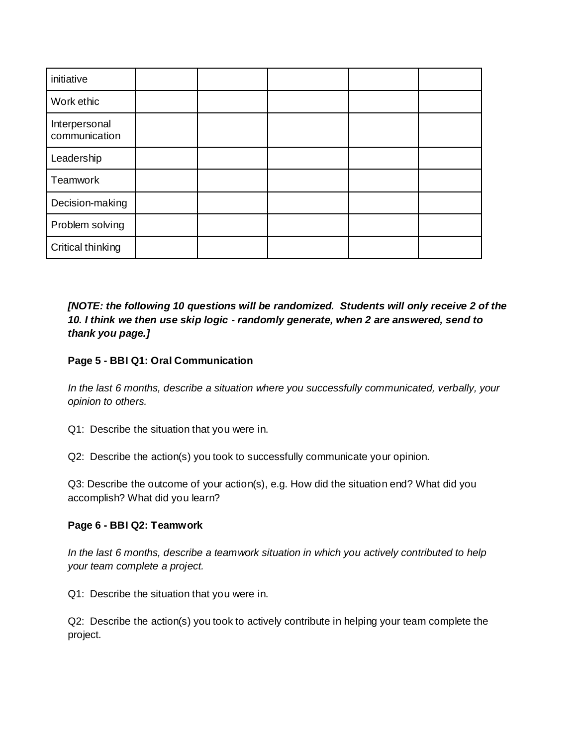| initiative | | | | | |
|---|---|---|---|---|---|
| Work ethic | | | | | |
| Interpersonal communication | | | | | |
| Leadership | | | | | |
| Teamwork | | | | | |
| Decision-making | | | | | |
| Problem solving | | | | | |
| Critical thinking | | | | | |

***[NOTE: the following 10 questions will be randomized. Students will only receive 2 of the 10. I think we then use skip logic - randomly generate, when 2 are answered, send to thank you page.]***

**Page 5 - BBI Q1: Oral Communication**

*In the last 6 months, describe a situation where you successfully communicated, verbally, your opinion to others.*

Q1: Describe the situation that you were in.

Q2: Describe the action(s) you took to successfully communicate your opinion.

Q3: Describe the outcome of your action(s), e.g. How did the situation end? What did you accomplish? What did you learn?

**Page 6 - BBI Q2: Teamwork**

*In the last 6 months, describe a teamwork situation in which you actively contributed to help your team complete a project.*

Q1: Describe the situation that you were in.

Q2: Describe the action(s) you took to actively contribute in helping your team complete the project.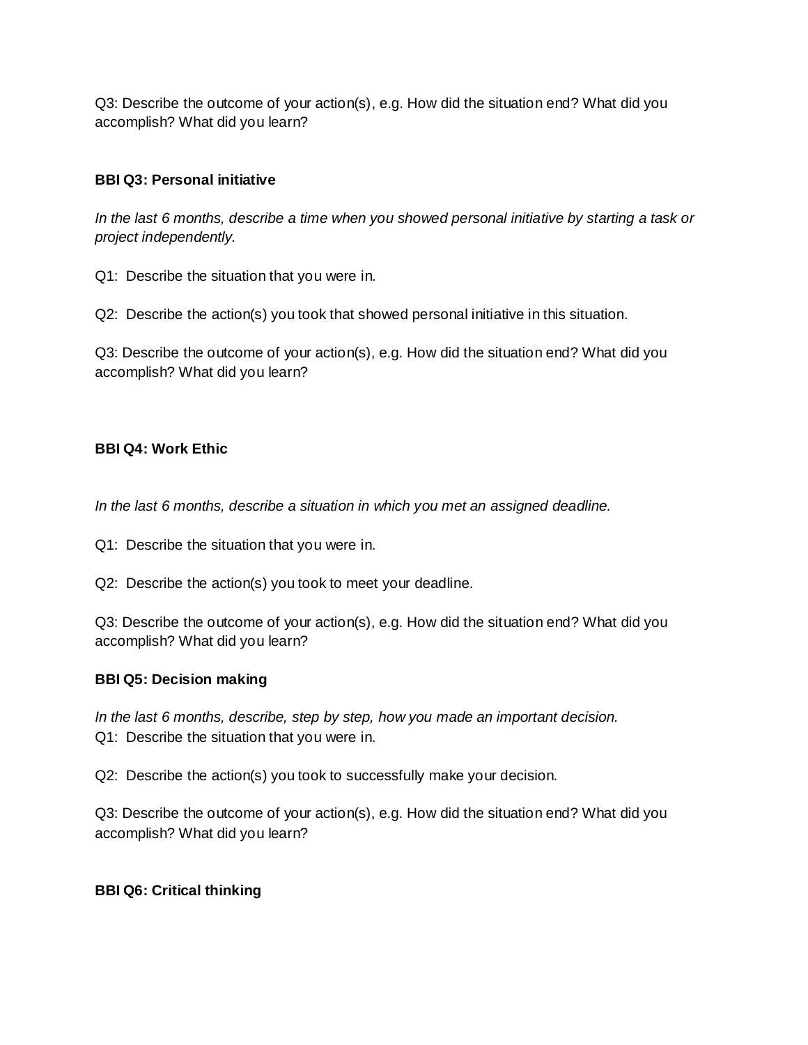Q3: Describe the outcome of your action(s), e.g. How did the situation end? What did you accomplish? What did you learn?

**BBI Q3: Personal initiative**

*In the last 6 months, describe a time when you showed personal initiative by starting a task or project independently.*

Q1: Describe the situation that you were in.

Q2: Describe the action(s) you took that showed personal initiative in this situation.

Q3: Describe the outcome of your action(s), e.g. How did the situation end? What did you accomplish? What did you learn?

**BBI Q4: Work Ethic**

*In the last 6 months, describe a situation in which you met an assigned deadline.*

Q1: Describe the situation that you were in.

Q2: Describe the action(s) you took to meet your deadline.

Q3: Describe the outcome of your action(s), e.g. How did the situation end? What did you accomplish? What did you learn?

**BBI Q5: Decision making**

*In the last 6 months, describe, step by step, how you made an important decision.*

Q1: Describe the situation that you were in.

Q2: Describe the action(s) you took to successfully make your decision.

Q3: Describe the outcome of your action(s), e.g. How did the situation end? What did you accomplish? What did you learn?

**BBI Q6: Critical thinking**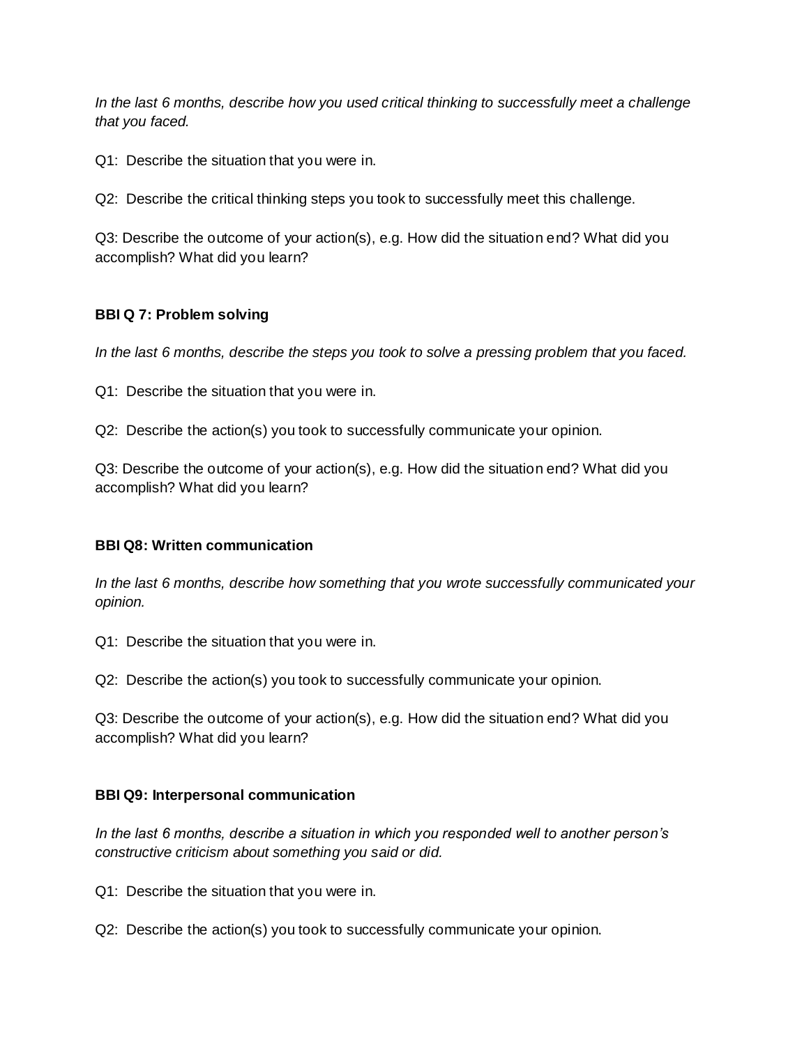*In the last 6 months, describe how you used critical thinking to successfully meet a challenge that you faced.*

Q1: Describe the situation that you were in.

Q2: Describe the critical thinking steps you took to successfully meet this challenge.

Q3: Describe the outcome of your action(s), e.g. How did the situation end? What did you accomplish? What did you learn?

**BBI Q 7: Problem solving**

*In the last 6 months, describe the steps you took to solve a pressing problem that you faced.*

Q1: Describe the situation that you were in.

Q2: Describe the action(s) you took to successfully communicate your opinion.

Q3: Describe the outcome of your action(s), e.g. How did the situation end? What did you accomplish? What did you learn?

**BBI Q8: Written communication**

*In the last 6 months, describe how something that you wrote successfully communicated your opinion.*

Q1: Describe the situation that you were in.

Q2: Describe the action(s) you took to successfully communicate your opinion.

Q3: Describe the outcome of your action(s), e.g. How did the situation end? What did you accomplish? What did you learn?

**BBI Q9: Interpersonal communication**

*In the last 6 months, describe a situation in which you responded well to another person's constructive criticism about something you said or did.*

Q1: Describe the situation that you were in.

Q2: Describe the action(s) you took to successfully communicate your opinion.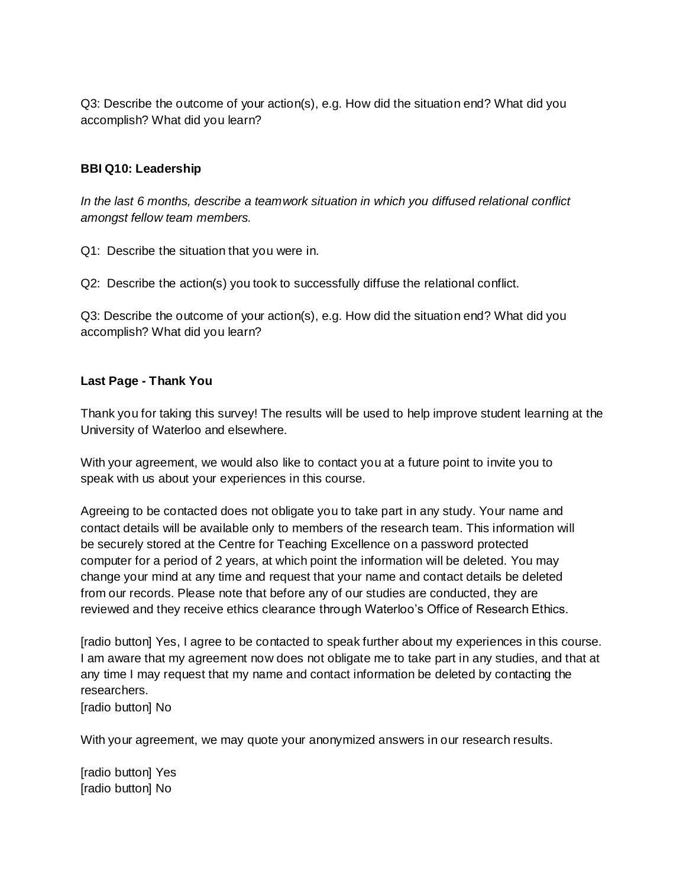Q3: Describe the outcome of your action(s), e.g. How did the situation end? What did you accomplish? What did you learn?

**BBI Q10: Leadership**

*In the last 6 months, describe a teamwork situation in which you diffused relational conflict amongst fellow team members.*

Q1: Describe the situation that you were in.

Q2: Describe the action(s) you took to successfully diffuse the relational conflict.

Q3: Describe the outcome of your action(s), e.g. How did the situation end? What did you accomplish? What did you learn?

**Last Page - Thank You**

Thank you for taking this survey! The results will be used to help improve student learning at the University of Waterloo and elsewhere.

With your agreement, we would also like to contact you at a future point to invite you to speak with us about your experiences in this course.

Agreeing to be contacted does not obligate you to take part in any study. Your name and contact details will be available only to members of the research team. This information will be securely stored at the Centre for Teaching Excellence on a password protected computer for a period of 2 years, at which point the information will be deleted. You may change your mind at any time and request that your name and contact details be deleted from our records. Please note that before any of our studies are conducted, they are reviewed and they receive ethics clearance through Waterloo's Office of Research Ethics.

[radio button] Yes, I agree to be contacted to speak further about my experiences in this course. I am aware that my agreement now does not obligate me to take part in any studies, and that at any time I may request that my name and contact information be deleted by contacting the researchers.
[radio button] No

With your agreement, we may quote your anonymized answers in our research results.

[radio button] Yes
[radio button] No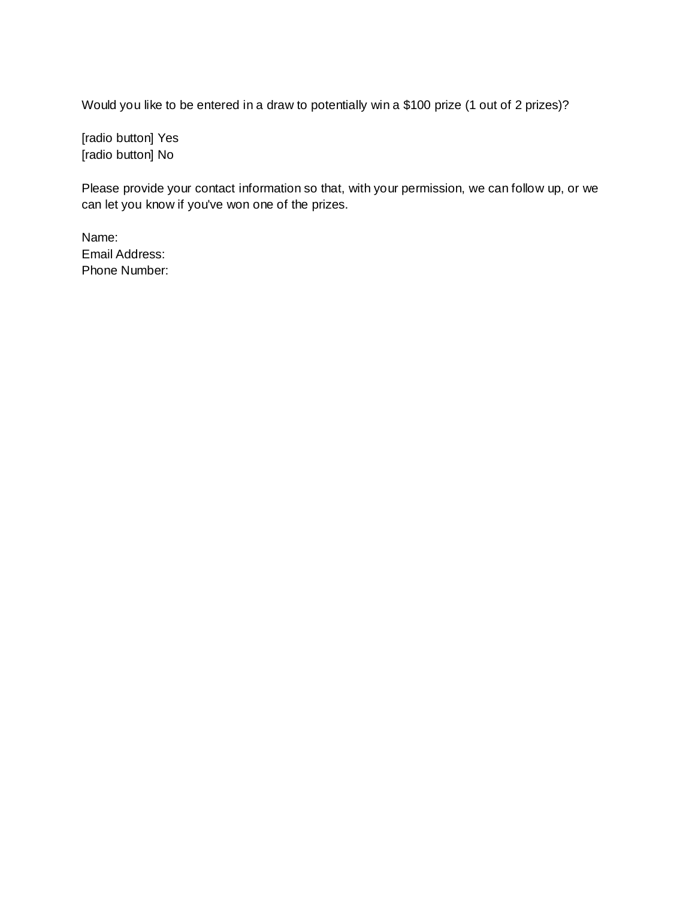Would you like to be entered in a draw to potentially win a $100 prize (1 out of 2 prizes)?

[radio button] Yes
[radio button] No

Please provide your contact information so that, with your permission, we can follow up, or we can let you know if you've won one of the prizes.

Name:
Email Address:
Phone Number: